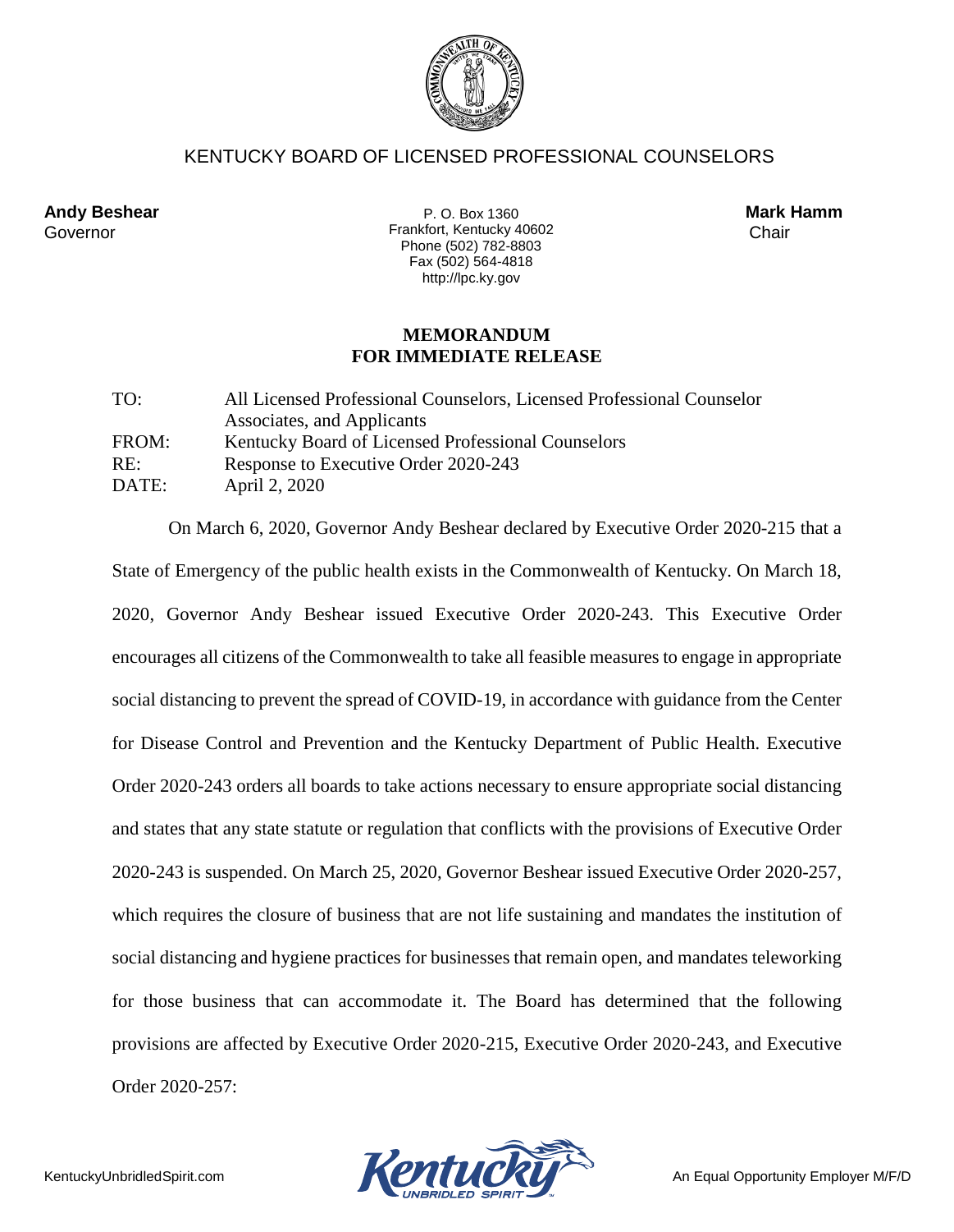KENTUCKY BOARD OF LICENSED PROFESSIONAL COUNSELORS

**Andy Beshear**
Governor

P. O. Box 1360
Frankfort, Kentucky 40602
Phone (502) 782-8803
Fax (502) 564-4818
http://lpc.ky.gov

**Mark Hamm**
Chair

## MEMORANDUM
## FOR IMMEDIATE RELEASE

TO: All Licensed Professional Counselors, Licensed Professional Counselor Associates, and Applicants
FROM: Kentucky Board of Licensed Professional Counselors
RE: Response to Executive Order 2020-243
DATE: April 2, 2020

On March 6, 2020, Governor Andy Beshear declared by Executive Order 2020-215 that a State of Emergency of the public health exists in the Commonwealth of Kentucky. On March 18, 2020, Governor Andy Beshear issued Executive Order 2020-243. This Executive Order encourages all citizens of the Commonwealth to take all feasible measures to engage in appropriate social distancing to prevent the spread of COVID-19, in accordance with guidance from the Center for Disease Control and Prevention and the Kentucky Department of Public Health. Executive Order 2020-243 orders all boards to take actions necessary to ensure appropriate social distancing and states that any state statute or regulation that conflicts with the provisions of Executive Order 2020-243 is suspended. On March 25, 2020, Governor Beshear issued Executive Order 2020-257, which requires the closure of business that are not life sustaining and mandates the institution of social distancing and hygiene practices for businesses that remain open, and mandates teleworking for those business that can accommodate it. The Board has determined that the following provisions are affected by Executive Order 2020-215, Executive Order 2020-243, and Executive Order 2020-257:

KentuckyUnbridledSpirit.com

An Equal Opportunity Employer M/F/D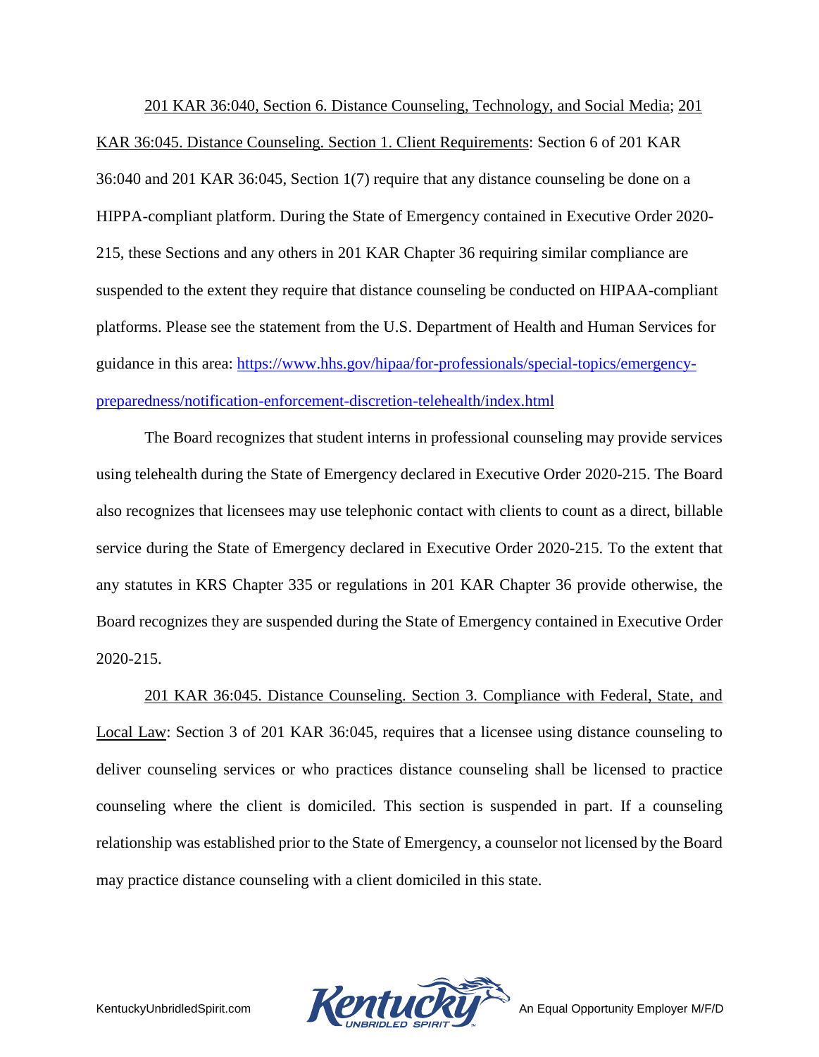<u>201 KAR 36:040, Section 6. Distance Counseling, Technology, and Social Media</u>; <u>201 KAR 36:045. Distance Counseling. Section 1. Client Requirements</u>: Section 6 of 201 KAR 36:040 and 201 KAR 36:045, Section 1(7) require that any distance counseling be done on a HIPPA-compliant platform. During the State of Emergency contained in Executive Order 2020-215, these Sections and any others in 201 KAR Chapter 36 requiring similar compliance are suspended to the extent they require that distance counseling be conducted on HIPAA-compliant platforms. Please see the statement from the U.S. Department of Health and Human Services for guidance in this area: [https://www.hhs.gov/hipaa/for-professionals/special-topics/emergency-preparedness/notification-enforcement-discretion-telehealth/index.html](https://www.hhs.gov/hipaa/for-professionals/special-topics/emergency-preparedness/notification-enforcement-discretion-telehealth/index.html)

The Board recognizes that student interns in professional counseling may provide services using telehealth during the State of Emergency declared in Executive Order 2020-215. The Board also recognizes that licensees may use telephonic contact with clients to count as a direct, billable service during the State of Emergency declared in Executive Order 2020-215. To the extent that any statutes in KRS Chapter 335 or regulations in 201 KAR Chapter 36 provide otherwise, the Board recognizes they are suspended during the State of Emergency contained in Executive Order 2020-215.

<u>201 KAR 36:045. Distance Counseling. Section 3. Compliance with Federal, State, and Local Law</u>: Section 3 of 201 KAR 36:045, requires that a licensee using distance counseling to deliver counseling services or who practices distance counseling shall be licensed to practice counseling where the client is domiciled. This section is suspended in part. If a counseling relationship was established prior to the State of Emergency, a counselor not licensed by the Board may practice distance counseling with a client domiciled in this state.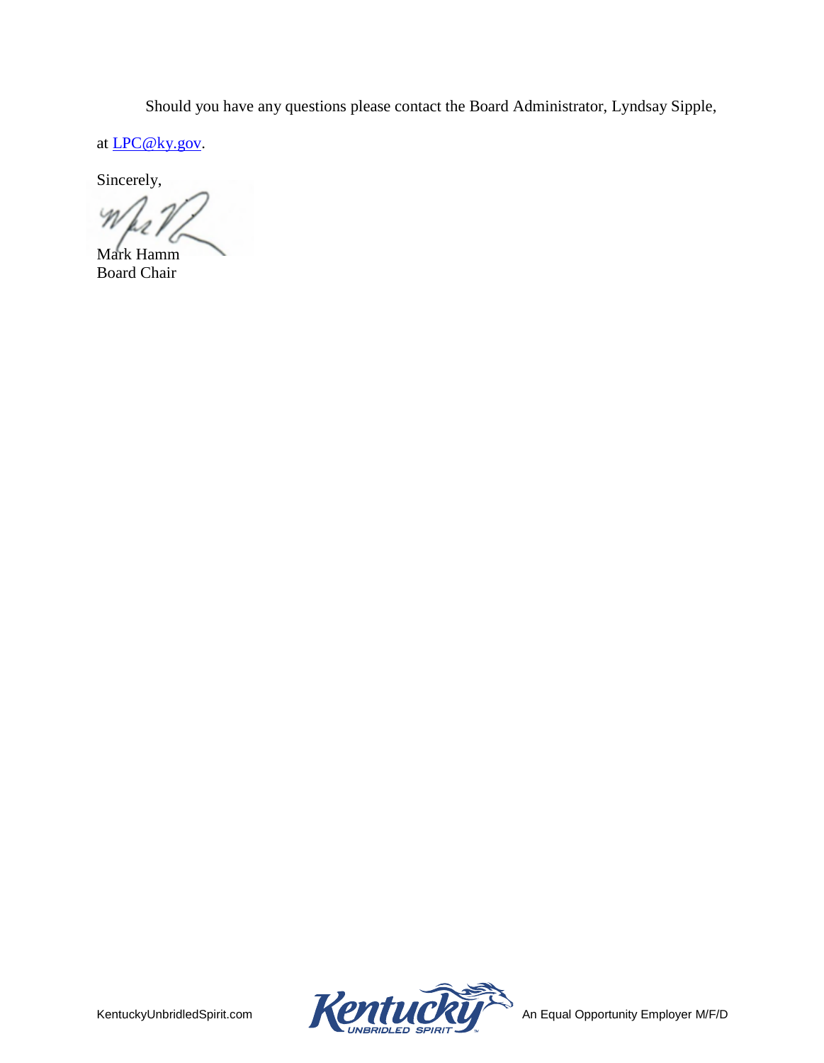Should you have any questions please contact the Board Administrator, Lyndsay Sipple, at [LPC@ky.gov](mailto:LPC@ky.gov).

Sincerely,

Mark Hamm
Board Chair